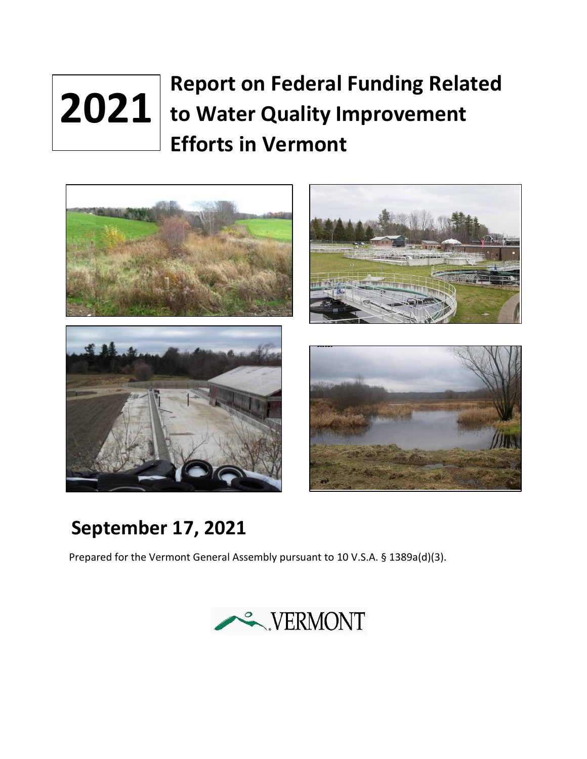# 2021 Report on Federal Funding Related to Water Quality Improvement Efforts in Vermont

## September 17, 2021

Prepared for the Vermont General Assembly pursuant to 10 V.S.A. § 1389a(d)(3).

VERMONT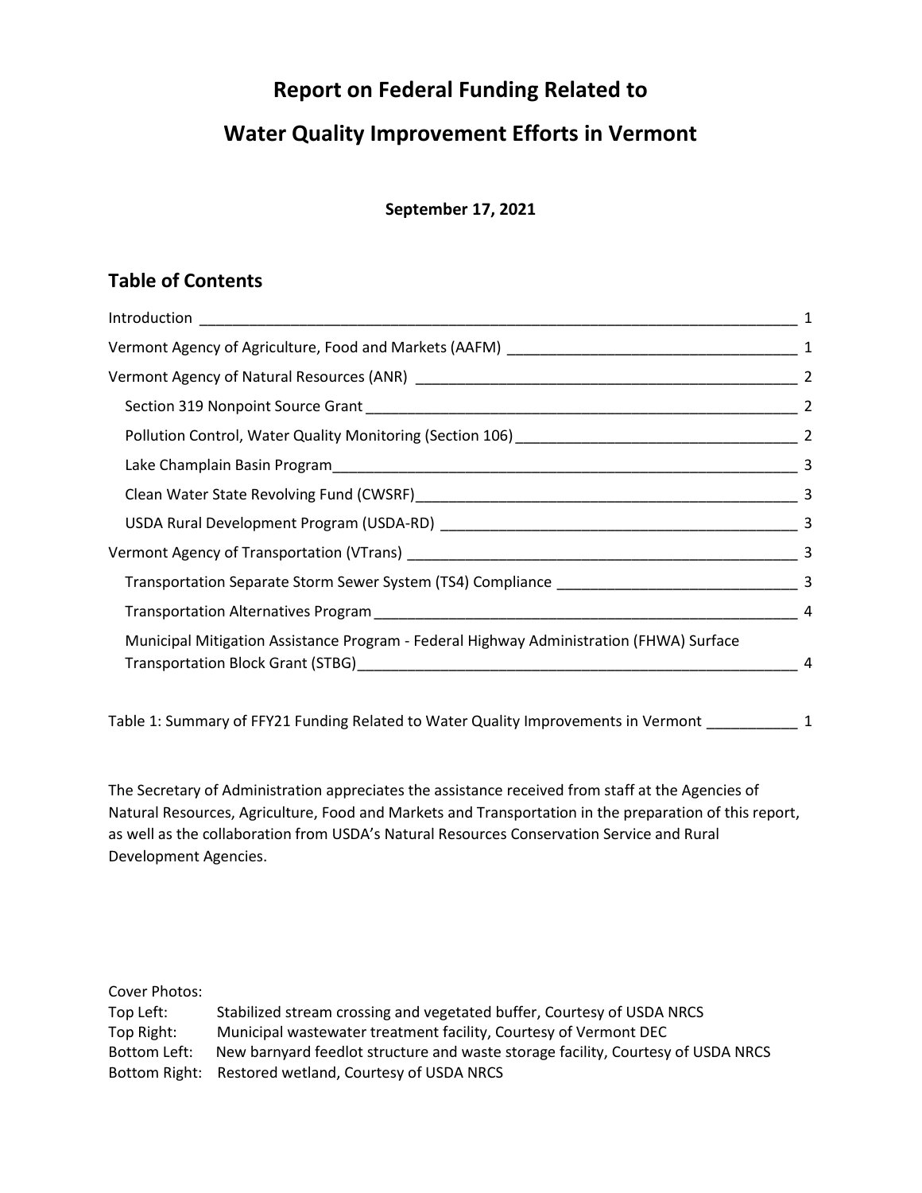# Report on Federal Funding Related to Water Quality Improvement Efforts in Vermont

**September 17, 2021**

## Table of Contents

| | |
|---|---|
| Introduction | 1 |
| Vermont Agency of Agriculture, Food and Markets (AAFM) | 1 |
| Vermont Agency of Natural Resources (ANR) | 2 |
| Section 319 Nonpoint Source Grant | 2 |
| Pollution Control, Water Quality Monitoring (Section 106) | 2 |
| Lake Champlain Basin Program | 3 |
| Clean Water State Revolving Fund (CWSRF) | 3 |
| USDA Rural Development Program (USDA-RD) | 3 |
| Vermont Agency of Transportation (VTrans) | 3 |
| Transportation Separate Storm Sewer System (TS4) Compliance | 3 |
| Transportation Alternatives Program | 4 |
| Municipal Mitigation Assistance Program - Federal Highway Administration (FHWA) Surface Transportation Block Grant (STBG) | 4 |
| Table 1: Summary of FFY21 Funding Related to Water Quality Improvements in Vermont | 1 |

The Secretary of Administration appreciates the assistance received from staff at the Agencies of Natural Resources, Agriculture, Food and Markets and Transportation in the preparation of this report, as well as the collaboration from USDA's Natural Resources Conservation Service and Rural Development Agencies.

Cover Photos:
Top Left: Stabilized stream crossing and vegetated buffer, Courtesy of USDA NRCS
Top Right: Municipal wastewater treatment facility, Courtesy of Vermont DEC
Bottom Left: New barnyard feedlot structure and waste storage facility, Courtesy of USDA NRCS
Bottom Right: Restored wetland, Courtesy of USDA NRCS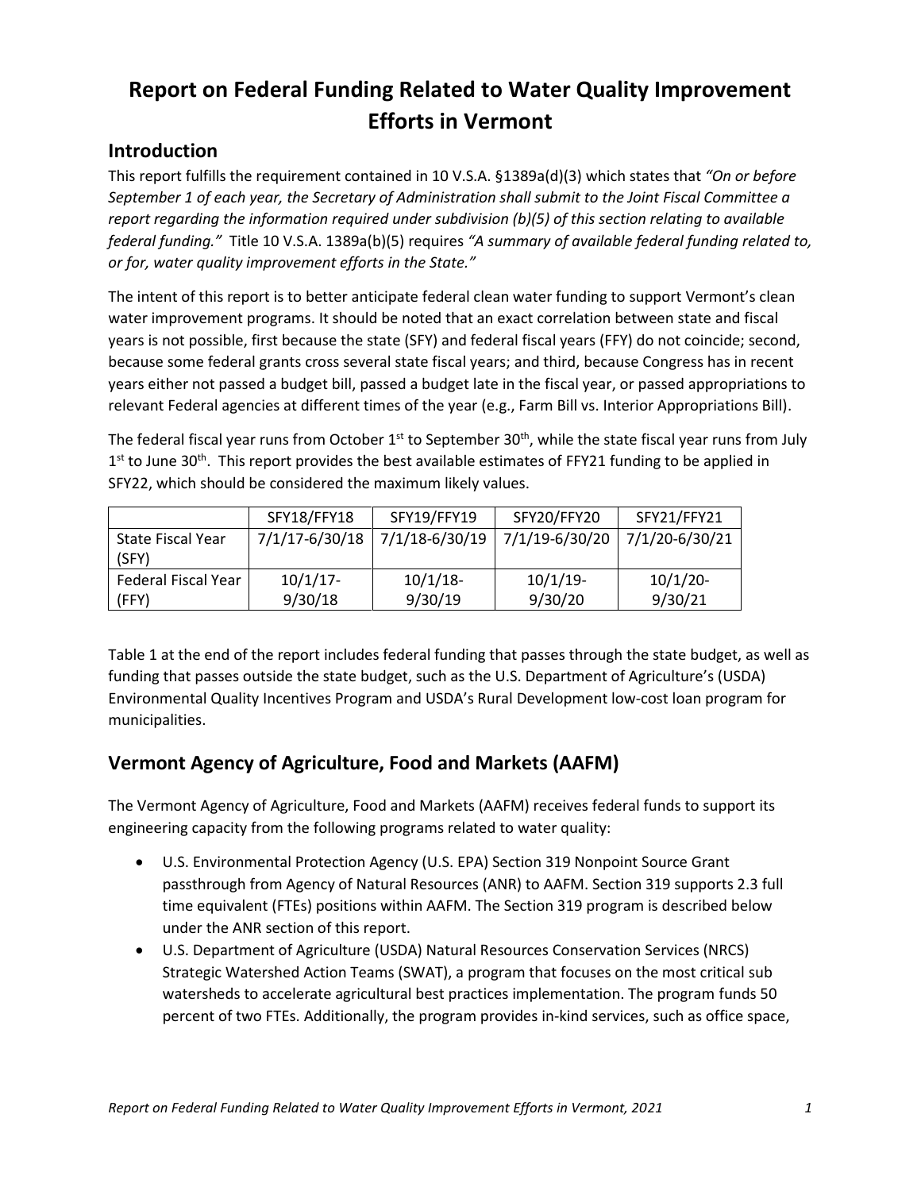# Report on Federal Funding Related to Water Quality Improvement Efforts in Vermont

## Introduction

This report fulfills the requirement contained in 10 V.S.A. §1389a(d)(3) which states that *"On or before September 1 of each year, the Secretary of Administration shall submit to the Joint Fiscal Committee a report regarding the information required under subdivision (b)(5) of this section relating to available federal funding."* Title 10 V.S.A. 1389a(b)(5) requires *"A summary of available federal funding related to, or for, water quality improvement efforts in the State."*

The intent of this report is to better anticipate federal clean water funding to support Vermont's clean water improvement programs. It should be noted that an exact correlation between state and fiscal years is not possible, first because the state (SFY) and federal fiscal years (FFY) do not coincide; second, because some federal grants cross several state fiscal years; and third, because Congress has in recent years either not passed a budget bill, passed a budget late in the fiscal year, or passed appropriations to relevant Federal agencies at different times of the year (e.g., Farm Bill vs. Interior Appropriations Bill).

The federal fiscal year runs from October 1st to September 30th, while the state fiscal year runs from July 1st to June 30th. This report provides the best available estimates of FFY21 funding to be applied in SFY22, which should be considered the maximum likely values.

| | SFY18/FFY18 | SFY19/FFY19 | SFY20/FFY20 | SFY21/FFY21 |
|---|---|---|---|---|
| State Fiscal Year (SFY) | 7/1/17-6/30/18 | 7/1/18-6/30/19 | 7/1/19-6/30/20 | 7/1/20-6/30/21 |
| Federal Fiscal Year (FFY) | 10/1/17-9/30/18 | 10/1/18-9/30/19 | 10/1/19-9/30/20 | 10/1/20-9/30/21 |

Table 1 at the end of the report includes federal funding that passes through the state budget, as well as funding that passes outside the state budget, such as the U.S. Department of Agriculture's (USDA) Environmental Quality Incentives Program and USDA's Rural Development low-cost loan program for municipalities.

## Vermont Agency of Agriculture, Food and Markets (AAFM)

The Vermont Agency of Agriculture, Food and Markets (AAFM) receives federal funds to support its engineering capacity from the following programs related to water quality:

- U.S. Environmental Protection Agency (U.S. EPA) Section 319 Nonpoint Source Grant passthrough from Agency of Natural Resources (ANR) to AAFM. Section 319 supports 2.3 full time equivalent (FTEs) positions within AAFM. The Section 319 program is described below under the ANR section of this report.
- U.S. Department of Agriculture (USDA) Natural Resources Conservation Services (NRCS) Strategic Watershed Action Teams (SWAT), a program that focuses on the most critical sub watersheds to accelerate agricultural best practices implementation. The program funds 50 percent of two FTEs. Additionally, the program provides in-kind services, such as office space,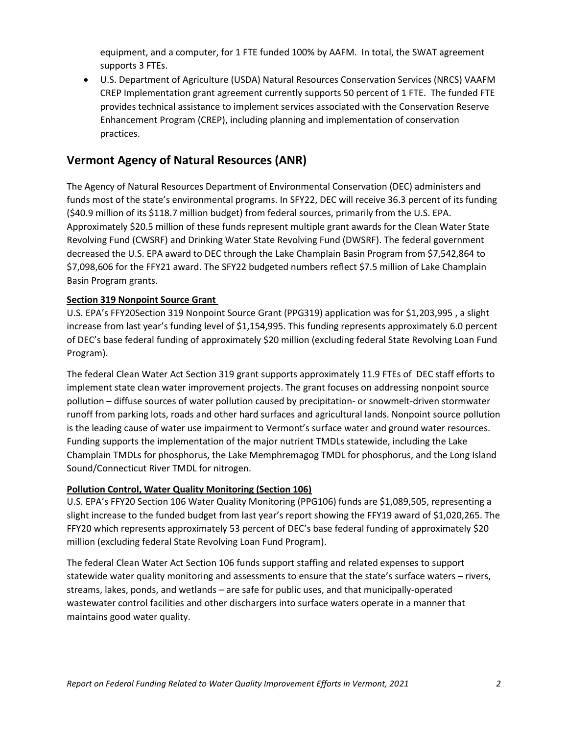equipment, and a computer, for 1 FTE funded 100% by AAFM. In total, the SWAT agreement supports 3 FTEs.

- U.S. Department of Agriculture (USDA) Natural Resources Conservation Services (NRCS) VAAFM CREP Implementation grant agreement currently supports 50 percent of 1 FTE. The funded FTE provides technical assistance to implement services associated with the Conservation Reserve Enhancement Program (CREP), including planning and implementation of conservation practices.

## Vermont Agency of Natural Resources (ANR)

The Agency of Natural Resources Department of Environmental Conservation (DEC) administers and funds most of the state's environmental programs. In SFY22, DEC will receive 36.3 percent of its funding ($40.9 million of its $118.7 million budget) from federal sources, primarily from the U.S. EPA. Approximately $20.5 million of these funds represent multiple grant awards for the Clean Water State Revolving Fund (CWSRF) and Drinking Water State Revolving Fund (DWSRF). The federal government decreased the U.S. EPA award to DEC through the Lake Champlain Basin Program from $7,542,864 to $7,098,606 for the FFY21 award. The SFY22 budgeted numbers reflect $7.5 million of Lake Champlain Basin Program grants.

**Section 319 Nonpoint Source Grant**

U.S. EPA's FFY20Section 319 Nonpoint Source Grant (PPG319) application was for $1,203,995 , a slight increase from last year's funding level of $1,154,995. This funding represents approximately 6.0 percent of DEC's base federal funding of approximately $20 million (excluding federal State Revolving Loan Fund Program).

The federal Clean Water Act Section 319 grant supports approximately 11.9 FTEs of DEC staff efforts to implement state clean water improvement projects. The grant focuses on addressing nonpoint source pollution – diffuse sources of water pollution caused by precipitation- or snowmelt-driven stormwater runoff from parking lots, roads and other hard surfaces and agricultural lands. Nonpoint source pollution is the leading cause of water use impairment to Vermont's surface water and ground water resources. Funding supports the implementation of the major nutrient TMDLs statewide, including the Lake Champlain TMDLs for phosphorus, the Lake Memphremagog TMDL for phosphorus, and the Long Island Sound/Connecticut River TMDL for nitrogen.

**Pollution Control, Water Quality Monitoring (Section 106)**

U.S. EPA's FFY20 Section 106 Water Quality Monitoring (PPG106) funds are $1,089,505, representing a slight increase to the funded budget from last year's report showing the FFY19 award of $1,020,265. The FFY20 which represents approximately 53 percent of DEC's base federal funding of approximately $20 million (excluding federal State Revolving Loan Fund Program).

The federal Clean Water Act Section 106 funds support staffing and related expenses to support statewide water quality monitoring and assessments to ensure that the state's surface waters – rivers, streams, lakes, ponds, and wetlands – are safe for public uses, and that municipally-operated wastewater control facilities and other dischargers into surface waters operate in a manner that maintains good water quality.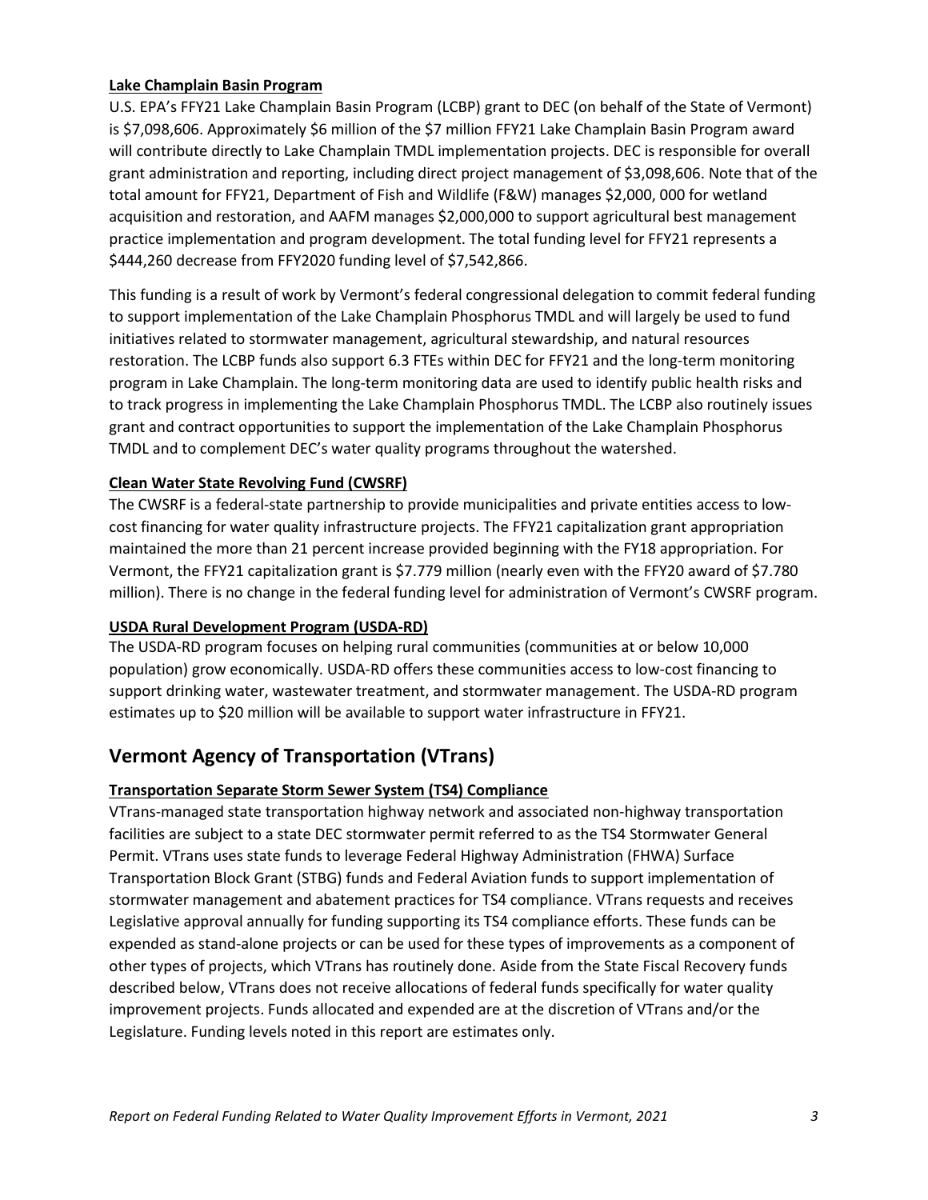**Lake Champlain Basin Program**

U.S. EPA's FFY21 Lake Champlain Basin Program (LCBP) grant to DEC (on behalf of the State of Vermont) is $7,098,606. Approximately $6 million of the $7 million FFY21 Lake Champlain Basin Program award will contribute directly to Lake Champlain TMDL implementation projects. DEC is responsible for overall grant administration and reporting, including direct project management of $3,098,606. Note that of the total amount for FFY21, Department of Fish and Wildlife (F&W) manages $2,000, 000 for wetland acquisition and restoration, and AAFM manages $2,000,000 to support agricultural best management practice implementation and program development. The total funding level for FFY21 represents a $444,260 decrease from FFY2020 funding level of $7,542,866.

This funding is a result of work by Vermont's federal congressional delegation to commit federal funding to support implementation of the Lake Champlain Phosphorus TMDL and will largely be used to fund initiatives related to stormwater management, agricultural stewardship, and natural resources restoration. The LCBP funds also support 6.3 FTEs within DEC for FFY21 and the long-term monitoring program in Lake Champlain. The long-term monitoring data are used to identify public health risks and to track progress in implementing the Lake Champlain Phosphorus TMDL. The LCBP also routinely issues grant and contract opportunities to support the implementation of the Lake Champlain Phosphorus TMDL and to complement DEC's water quality programs throughout the watershed.

**Clean Water State Revolving Fund (CWSRF)**

The CWSRF is a federal-state partnership to provide municipalities and private entities access to low-cost financing for water quality infrastructure projects. The FFY21 capitalization grant appropriation maintained the more than 21 percent increase provided beginning with the FY18 appropriation. For Vermont, the FFY21 capitalization grant is $7.779 million (nearly even with the FFY20 award of $7.780 million). There is no change in the federal funding level for administration of Vermont's CWSRF program.

**USDA Rural Development Program (USDA-RD)**

The USDA-RD program focuses on helping rural communities (communities at or below 10,000 population) grow economically. USDA-RD offers these communities access to low-cost financing to support drinking water, wastewater treatment, and stormwater management. The USDA-RD program estimates up to $20 million will be available to support water infrastructure in FFY21.

## Vermont Agency of Transportation (VTrans)

**Transportation Separate Storm Sewer System (TS4) Compliance**

VTrans-managed state transportation highway network and associated non-highway transportation facilities are subject to a state DEC stormwater permit referred to as the TS4 Stormwater General Permit. VTrans uses state funds to leverage Federal Highway Administration (FHWA) Surface Transportation Block Grant (STBG) funds and Federal Aviation funds to support implementation of stormwater management and abatement practices for TS4 compliance. VTrans requests and receives Legislative approval annually for funding supporting its TS4 compliance efforts. These funds can be expended as stand-alone projects or can be used for these types of improvements as a component of other types of projects, which VTrans has routinely done. Aside from the State Fiscal Recovery funds described below, VTrans does not receive allocations of federal funds specifically for water quality improvement projects. Funds allocated and expended are at the discretion of VTrans and/or the Legislature. Funding levels noted in this report are estimates only.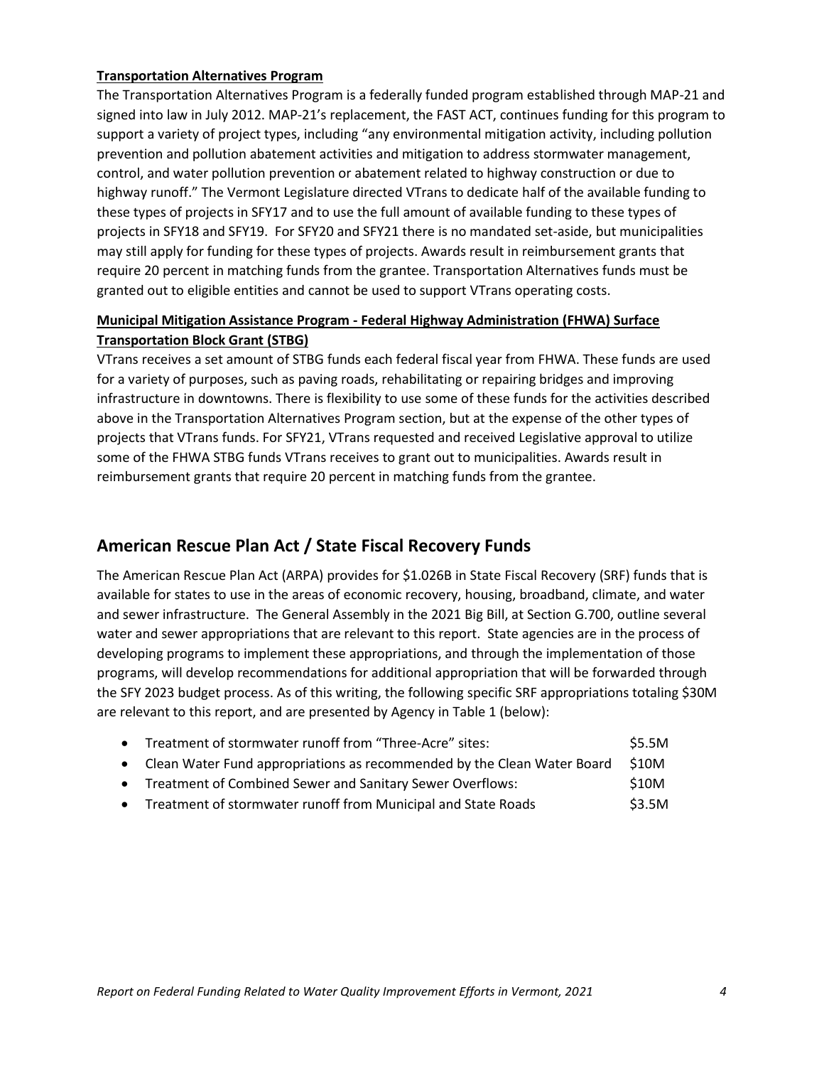**Transportation Alternatives Program**

The Transportation Alternatives Program is a federally funded program established through MAP-21 and signed into law in July 2012. MAP-21's replacement, the FAST ACT, continues funding for this program to support a variety of project types, including "any environmental mitigation activity, including pollution prevention and pollution abatement activities and mitigation to address stormwater management, control, and water pollution prevention or abatement related to highway construction or due to highway runoff." The Vermont Legislature directed VTrans to dedicate half of the available funding to these types of projects in SFY17 and to use the full amount of available funding to these types of projects in SFY18 and SFY19. For SFY20 and SFY21 there is no mandated set-aside, but municipalities may still apply for funding for these types of projects. Awards result in reimbursement grants that require 20 percent in matching funds from the grantee. Transportation Alternatives funds must be granted out to eligible entities and cannot be used to support VTrans operating costs.

**Municipal Mitigation Assistance Program - Federal Highway Administration (FHWA) Surface Transportation Block Grant (STBG)**

VTrans receives a set amount of STBG funds each federal fiscal year from FHWA. These funds are used for a variety of purposes, such as paving roads, rehabilitating or repairing bridges and improving infrastructure in downtowns. There is flexibility to use some of these funds for the activities described above in the Transportation Alternatives Program section, but at the expense of the other types of projects that VTrans funds. For SFY21, VTrans requested and received Legislative approval to utilize some of the FHWA STBG funds VTrans receives to grant out to municipalities. Awards result in reimbursement grants that require 20 percent in matching funds from the grantee.

## American Rescue Plan Act / State Fiscal Recovery Funds

The American Rescue Plan Act (ARPA) provides for $1.026B in State Fiscal Recovery (SRF) funds that is available for states to use in the areas of economic recovery, housing, broadband, climate, and water and sewer infrastructure. The General Assembly in the 2021 Big Bill, at Section G.700, outline several water and sewer appropriations that are relevant to this report. State agencies are in the process of developing programs to implement these appropriations, and through the implementation of those programs, will develop recommendations for additional appropriation that will be forwarded through the SFY 2023 budget process. As of this writing, the following specific SRF appropriations totaling $30M are relevant to this report, and are presented by Agency in Table 1 (below):

- Treatment of stormwater runoff from "Three-Acre" sites: $5.5M
- Clean Water Fund appropriations as recommended by the Clean Water Board $10M
- Treatment of Combined Sewer and Sanitary Sewer Overflows: $10M
- Treatment of stormwater runoff from Municipal and State Roads $3.5M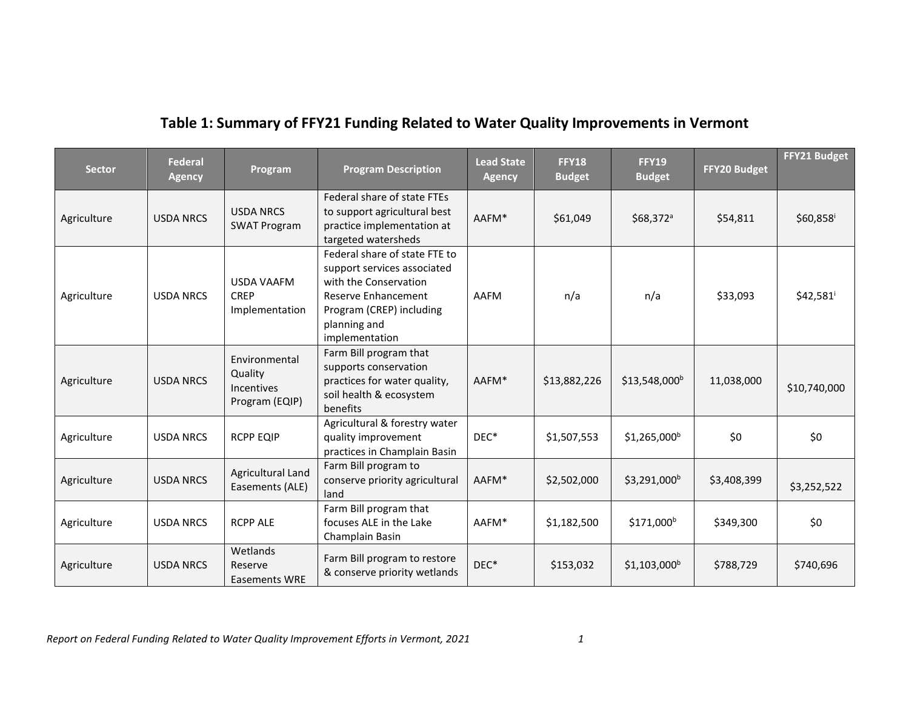## Table 1: Summary of FFY21 Funding Related to Water Quality Improvements in Vermont

| Sector | Federal Agency | Program | Program Description | Lead State Agency | FFY18 Budget | FFY19 Budget | FFY20 Budget | FFY21 Budget |
|---|---|---|---|---|---|---|---|---|
| Agriculture | USDA NRCS | USDA NRCS SWAT Program | Federal share of state FTEs to support agricultural best practice implementation at targeted watersheds | AAFM* | $61,049 | $68,372[a] | $54,811 | $60,858[i] |
| Agriculture | USDA NRCS | USDA VAAFM CREP Implementation | Federal share of state FTE to support services associated with the Conservation Reserve Enhancement Program (CREP) including planning and implementation | AAFM | n/a | n/a | $33,093 | $42,581[i] |
| Agriculture | USDA NRCS | Environmental Quality Incentives Program (EQIP) | Farm Bill program that supports conservation practices for water quality, soil health & ecosystem benefits | AAFM* | $13,882,226 | $13,548,000[b] | 11,038,000 | $10,740,000 |
| Agriculture | USDA NRCS | RCPP EQIP | Agricultural & forestry water quality improvement practices in Champlain Basin | DEC* | $1,507,553 | $1,265,000[b] | $0 | $0 |
| Agriculture | USDA NRCS | Agricultural Land Easements (ALE) | Farm Bill program to conserve priority agricultural land | AAFM* | $2,502,000 | $3,291,000[b] | $3,408,399 | $3,252,522 |
| Agriculture | USDA NRCS | RCPP ALE | Farm Bill program that focuses ALE in the Lake Champlain Basin | AAFM* | $1,182,500 | $171,000[b] | $349,300 | $0 |
| Agriculture | USDA NRCS | Wetlands Reserve Easements WRE | Farm Bill program to restore & conserve priority wetlands | DEC* | $153,032 | $1,103,000[b] | $788,729 | $740,696 |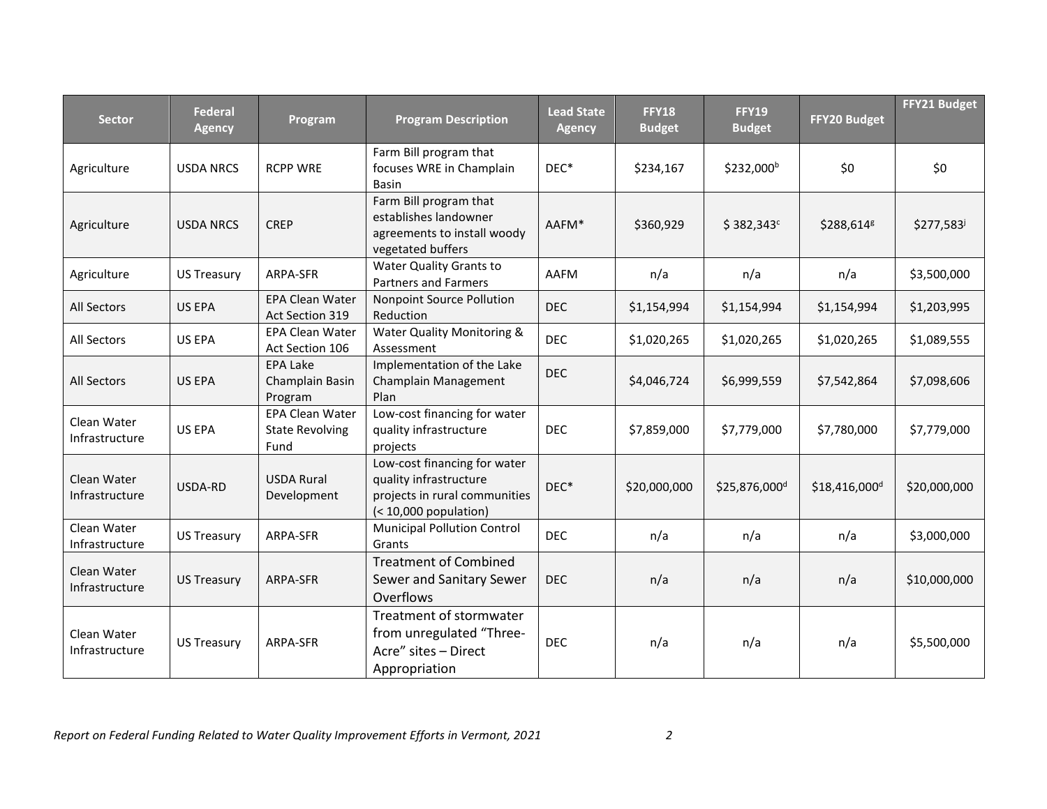| Sector | Federal Agency | Program | Program Description | Lead State Agency | FFY18 Budget | FFY19 Budget | FFY20 Budget | FFY21 Budget |
|---|---|---|---|---|---|---|---|---|
| Agriculture | USDA NRCS | RCPP WRE | Farm Bill program that focuses WRE in Champlain Basin | DEC* | $234,167 | $232,000[b] | $0 | $0 |
| Agriculture | USDA NRCS | CREP | Farm Bill program that establishes landowner agreements to install woody vegetated buffers | AAFM* | $360,929 | $ 382,343[c] | $288,614[g] | $277,583[j] |
| Agriculture | US Treasury | ARPA-SFR | Water Quality Grants to Partners and Farmers | AAFM | n/a | n/a | n/a | $3,500,000 |
| All Sectors | US EPA | EPA Clean Water Act Section 319 | Nonpoint Source Pollution Reduction | DEC | $1,154,994 | $1,154,994 | $1,154,994 | $1,203,995 |
| All Sectors | US EPA | EPA Clean Water Act Section 106 | Water Quality Monitoring & Assessment | DEC | $1,020,265 | $1,020,265 | $1,020,265 | $1,089,555 |
| All Sectors | US EPA | EPA Lake Champlain Basin Program | Implementation of the Lake Champlain Management Plan | DEC | $4,046,724 | $6,999,559 | $7,542,864 | $7,098,606 |
| Clean Water Infrastructure | US EPA | EPA Clean Water State Revolving Fund | Low-cost financing for water quality infrastructure projects | DEC | $7,859,000 | $7,779,000 | $7,780,000 | $7,779,000 |
| Clean Water Infrastructure | USDA-RD | USDA Rural Development | Low-cost financing for water quality infrastructure projects in rural communities (< 10,000 population) | DEC* | $20,000,000 | $25,876,000[d] | $18,416,000[d] | $20,000,000 |
| Clean Water Infrastructure | US Treasury | ARPA-SFR | Municipal Pollution Control Grants | DEC | n/a | n/a | n/a | $3,000,000 |
| Clean Water Infrastructure | US Treasury | ARPA-SFR | Treatment of Combined Sewer and Sanitary Sewer Overflows | DEC | n/a | n/a | n/a | $10,000,000 |
| Clean Water Infrastructure | US Treasury | ARPA-SFR | Treatment of stormwater from unregulated "Three-Acre" sites – Direct Appropriation | DEC | n/a | n/a | n/a | $5,500,000 |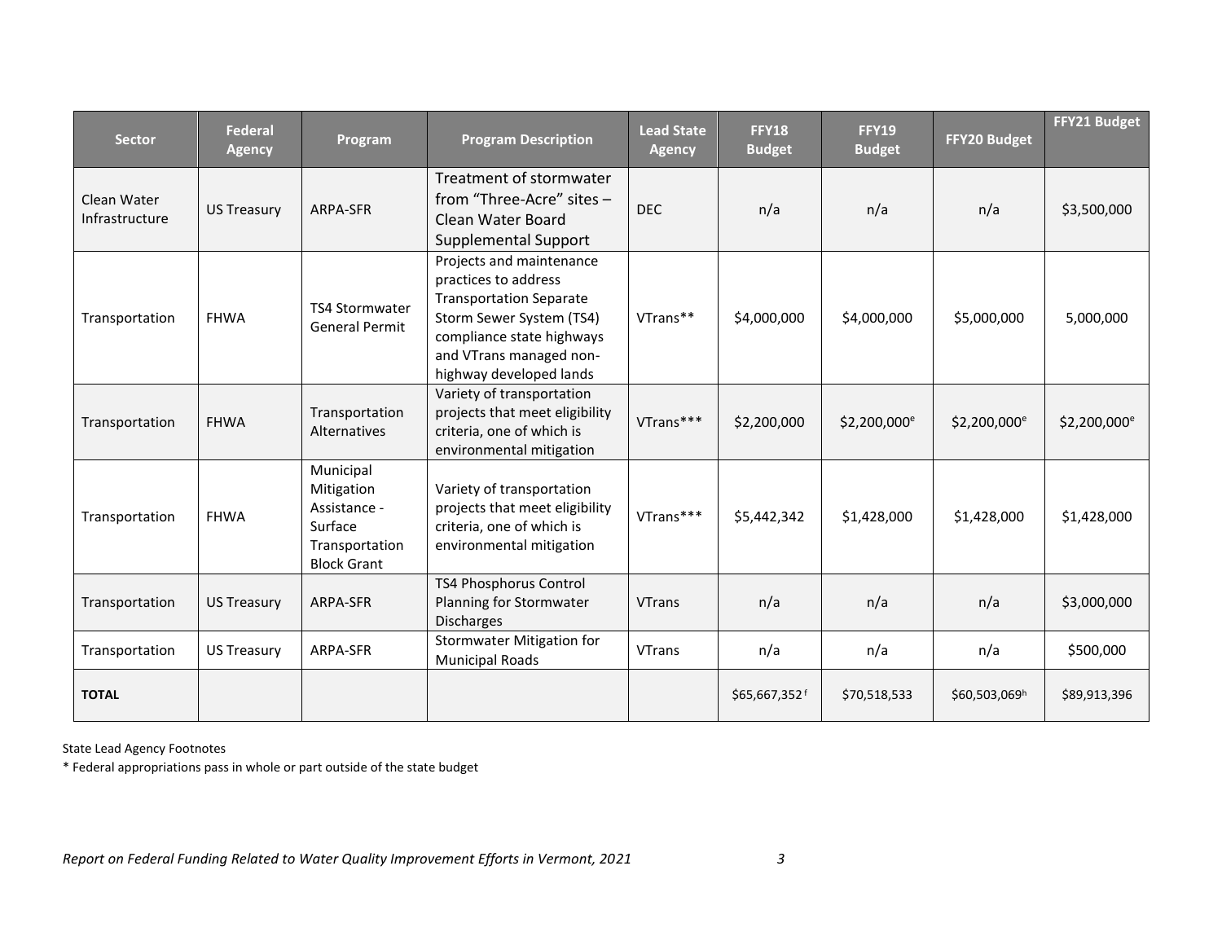| Sector | Federal Agency | Program | Program Description | Lead State Agency | FFY18 Budget | FFY19 Budget | FFY20 Budget | FFY21 Budget |
|---|---|---|---|---|---|---|---|---|
| Clean Water Infrastructure | US Treasury | ARPA-SFR | Treatment of stormwater from "Three-Acre" sites – Clean Water Board Supplemental Support | DEC | n/a | n/a | n/a | $3,500,000 |
| Transportation | FHWA | TS4 Stormwater General Permit | Projects and maintenance practices to address Transportation Separate Storm Sewer System (TS4) compliance state highways and VTrans managed non-highway developed lands | VTrans** | $4,000,000 | $4,000,000 | $5,000,000 | 5,000,000 |
| Transportation | FHWA | Transportation Alternatives | Variety of transportation projects that meet eligibility criteria, one of which is environmental mitigation | VTrans*** | $2,200,000 | $2,200,000[e] | $2,200,000[e] | $2,200,000[e] |
| Transportation | FHWA | Municipal Mitigation Assistance - Surface Transportation Block Grant | Variety of transportation projects that meet eligibility criteria, one of which is environmental mitigation | VTrans*** | $5,442,342 | $1,428,000 | $1,428,000 | $1,428,000 |
| Transportation | US Treasury | ARPA-SFR | TS4 Phosphorus Control Planning for Stormwater Discharges | VTrans | n/a | n/a | n/a | $3,000,000 |
| Transportation | US Treasury | ARPA-SFR | Stormwater Mitigation for Municipal Roads | VTrans | n/a | n/a | n/a | $500,000 |
| **TOTAL** | | | | | $65,667,352[f] | $70,518,533 | $60,503,069[h] | $89,913,396 |

State Lead Agency Footnotes

* Federal appropriations pass in whole or part outside of the state budget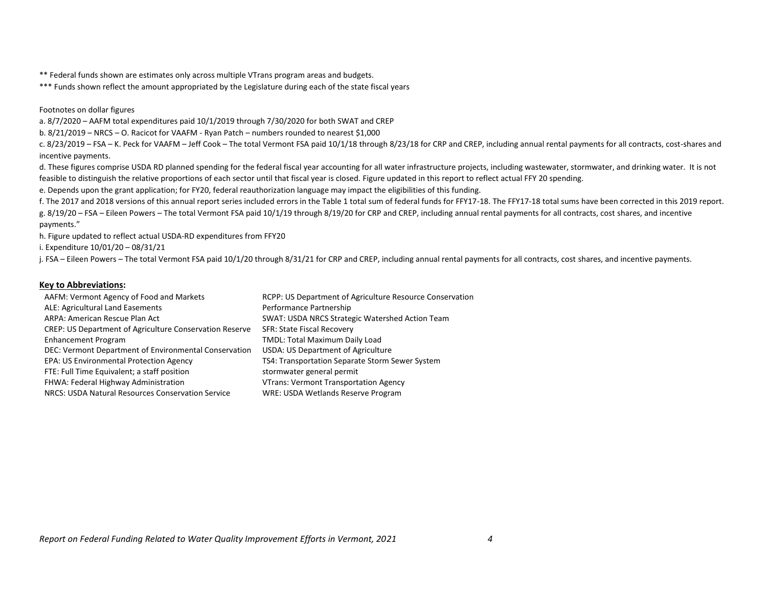** Federal funds shown are estimates only across multiple VTrans program areas and budgets.

*** Funds shown reflect the amount appropriated by the Legislature during each of the state fiscal years

Footnotes on dollar figures

a. 8/7/2020 – AAFM total expenditures paid 10/1/2019 through 7/30/2020 for both SWAT and CREP

b. 8/21/2019 – NRCS – O. Racicot for VAAFM - Ryan Patch – numbers rounded to nearest $1,000

c. 8/23/2019 – FSA – K. Peck for VAAFM – Jeff Cook – The total Vermont FSA paid 10/1/18 through 8/23/18 for CRP and CREP, including annual rental payments for all contracts, cost-shares and incentive payments.

d. These figures comprise USDA RD planned spending for the federal fiscal year accounting for all water infrastructure projects, including wastewater, stormwater, and drinking water. It is not feasible to distinguish the relative proportions of each sector until that fiscal year is closed. Figure updated in this report to reflect actual FFY 20 spending.

e. Depends upon the grant application; for FY20, federal reauthorization language may impact the eligibilities of this funding.

f. The 2017 and 2018 versions of this annual report series included errors in the Table 1 total sum of federal funds for FFY17-18. The FFY17-18 total sums have been corrected in this 2019 report.

g. 8/19/20 – FSA – Eileen Powers – The total Vermont FSA paid 10/1/19 through 8/19/20 for CRP and CREP, including annual rental payments for all contracts, cost shares, and incentive payments."

h. Figure updated to reflect actual USDA-RD expenditures from FFY20

i. Expenditure 10/01/20 – 08/31/21

j. FSA – Eileen Powers – The total Vermont FSA paid 10/1/20 through 8/31/21 for CRP and CREP, including annual rental payments for all contracts, cost shares, and incentive payments.

**Key to Abbreviations:**

AAFM: Vermont Agency of Food and Markets
ALE: Agricultural Land Easements
ARPA: American Rescue Plan Act
CREP: US Department of Agriculture Conservation Reserve Enhancement Program
DEC: Vermont Department of Environmental Conservation
EPA: US Environmental Protection Agency
FTE: Full Time Equivalent; a staff position
FHWA: Federal Highway Administration
NRCS: USDA Natural Resources Conservation Service
RCPP: US Department of Agriculture Resource Conservation Performance Partnership
SWAT: USDA NRCS Strategic Watershed Action Team
SFR: State Fiscal Recovery
TMDL: Total Maximum Daily Load
USDA: US Department of Agriculture
TS4: Transportation Separate Storm Sewer System stormwater general permit
VTrans: Vermont Transportation Agency
WRE: USDA Wetlands Reserve Program